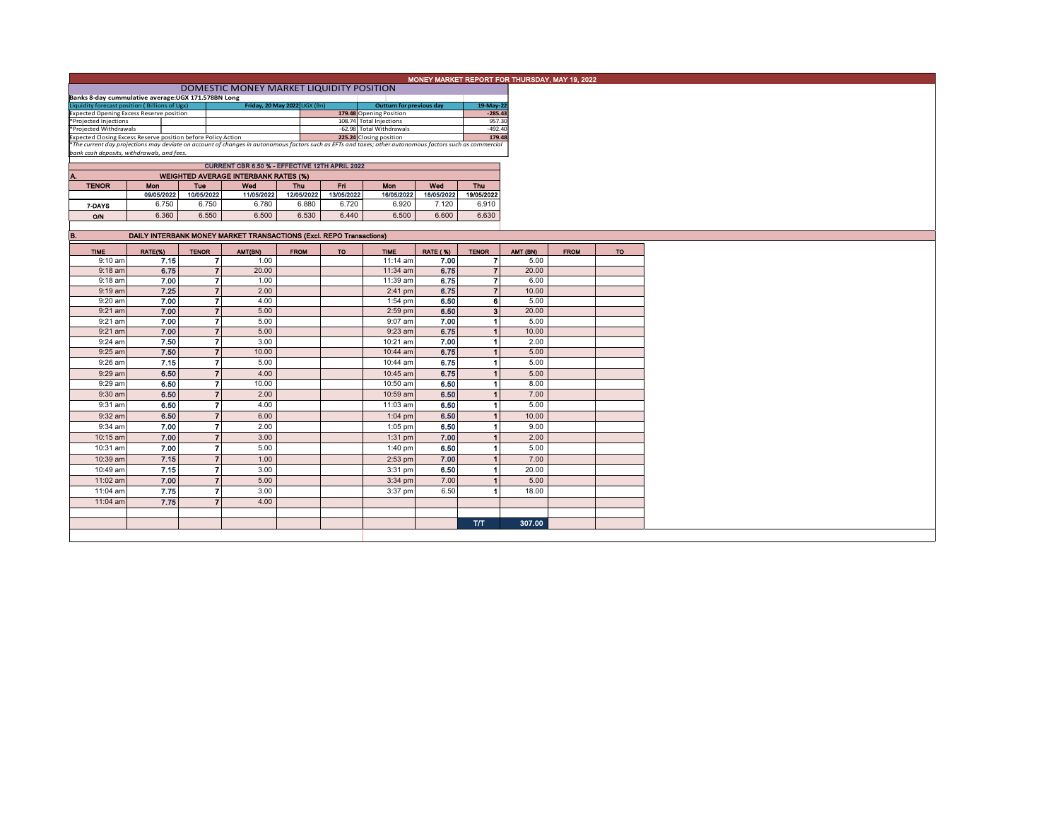# MONEY MARKET REPORT FOR THURSDAY, MAY 19, 2022

## DOMESTIC MONEY MARKET LIQUIDITY POSITION

**Banks 8-day cummulative average:UGX 171.578BN Long**

| Liquidity forecast position (Billions of Ugx) | Friday, 20 May 2022 UGX (Bn) | Outturn for previous day | 19-May-22 |
|---|---|---|---|
| Expected Opening Excess Reserve position | 179.48 | Opening Position | -285.43 |
| *Projected Injections | 108.74 | Total Injections | 957.30 |
| *Projected Withdrawals | -62.98 | Total Withdrawals | -492.40 |
| Expected Closing Excess Reserve position before Policy Action | 225.24 | Closing position | 179.48 |

*\*The current day projections may deviate on account of changes in autonomous factors such as EFTs and taxes; other autonomous factors such as commercial bank cash deposits, withdrawals, and fees.*

**CURRENT CBR 6.50 % - EFFECTIVE 12TH APRIL 2022**

### A. WEIGHTED AVERAGE INTERBANK RATES (%)

| TENOR | Mon 09/05/2022 | Tue 10/05/2022 | Wed 11/05/2022 | Thu 12/05/2022 | Fri 13/05/2022 | Mon 16/05/2022 | Wed 18/05/2022 | Thu 19/05/2022 |
|---|---|---|---|---|---|---|---|---|
| 7-DAYS | 6.750 | 6.750 | 6.780 | 6.880 | 6.720 | 6.920 | 7.120 | 6.910 |
| O/N | 6.360 | 6.550 | 6.500 | 6.530 | 6.440 | 6.500 | 6.600 | 6.630 |

### B. DAILY INTERBANK MONEY MARKET TRANSACTIONS (Excl. REPO Transactions)

| TIME | RATE(%) | TENOR | AMT(BN) | FROM | TO | TIME | RATE (%) | TENOR | AMT (BN) | FROM | TO |
|---|---|---|---|---|---|---|---|---|---|---|---|
| 9:10 am | 7.15 | 7 | 1.00 | | | 11:14 am | 7.00 | 7 | 5.00 | | |
| 9:18 am | 6.75 | 7 | 20.00 | | | 11:34 am | 6.75 | 7 | 20.00 | | |
| 9:18 am | 7.00 | 7 | 1.00 | | | 11:39 am | 6.75 | 7 | 6.00 | | |
| 9:19 am | 7.25 | 7 | 2.00 | | | 2:41 pm | 6.75 | 7 | 10.00 | | |
| 9:20 am | 7.00 | 7 | 4.00 | | | 1:54 pm | 6.50 | 6 | 5.00 | | |
| 9:21 am | 7.00 | 7 | 5.00 | | | 2:59 pm | 6.50 | 3 | 20.00 | | |
| 9:21 am | 7.00 | 7 | 5.00 | | | 9:07 am | 7.00 | 1 | 5.00 | | |
| 9:21 am | 7.00 | 7 | 5.00 | | | 9:23 am | 6.75 | 1 | 10.00 | | |
| 9:24 am | 7.50 | 7 | 3.00 | | | 10:21 am | 7.00 | 1 | 2.00 | | |
| 9:25 am | 7.50 | 7 | 10.00 | | | 10:44 am | 6.75 | 1 | 5.00 | | |
| 9:26 am | 7.15 | 7 | 5.00 | | | 10:44 am | 6.75 | 1 | 5.00 | | |
| 9:29 am | 6.50 | 7 | 4.00 | | | 10:45 am | 6.75 | 1 | 5.00 | | |
| 9:29 am | 6.50 | 7 | 10.00 | | | 10:50 am | 6.50 | 1 | 8.00 | | |
| 9:30 am | 6.50 | 7 | 2.00 | | | 10:59 am | 6.50 | 1 | 7.00 | | |
| 9:31 am | 6.50 | 7 | 4.00 | | | 11:03 am | 6.50 | 1 | 5.00 | | |
| 9:32 am | 6.50 | 7 | 6.00 | | | 1:04 pm | 6.50 | 1 | 10.00 | | |
| 9:34 am | 7.00 | 7 | 2.00 | | | 1:05 pm | 6.50 | 1 | 9.00 | | |
| 10:15 am | 7.00 | 7 | 3.00 | | | 1:31 pm | 7.00 | 1 | 2.00 | | |
| 10:31 am | 7.00 | 7 | 5.00 | | | 1:40 pm | 6.50 | 1 | 5.00 | | |
| 10:39 am | 7.15 | 7 | 1.00 | | | 2:53 pm | 7.00 | 1 | 7.00 | | |
| 10:49 am | 7.15 | 7 | 3.00 | | | 3:31 pm | 6.50 | 1 | 20.00 | | |
| 11:02 am | 7.00 | 7 | 5.00 | | | 3:34 pm | 7.00 | 1 | 5.00 | | |
| 11:04 am | 7.75 | 7 | 3.00 | | | 3:37 pm | 6.50 | 1 | 18.00 | | |
| 11:04 am | 7.75 | 7 | 4.00 | | | | | | | | |
| | | | | | | | | T/T | 307.00 | | |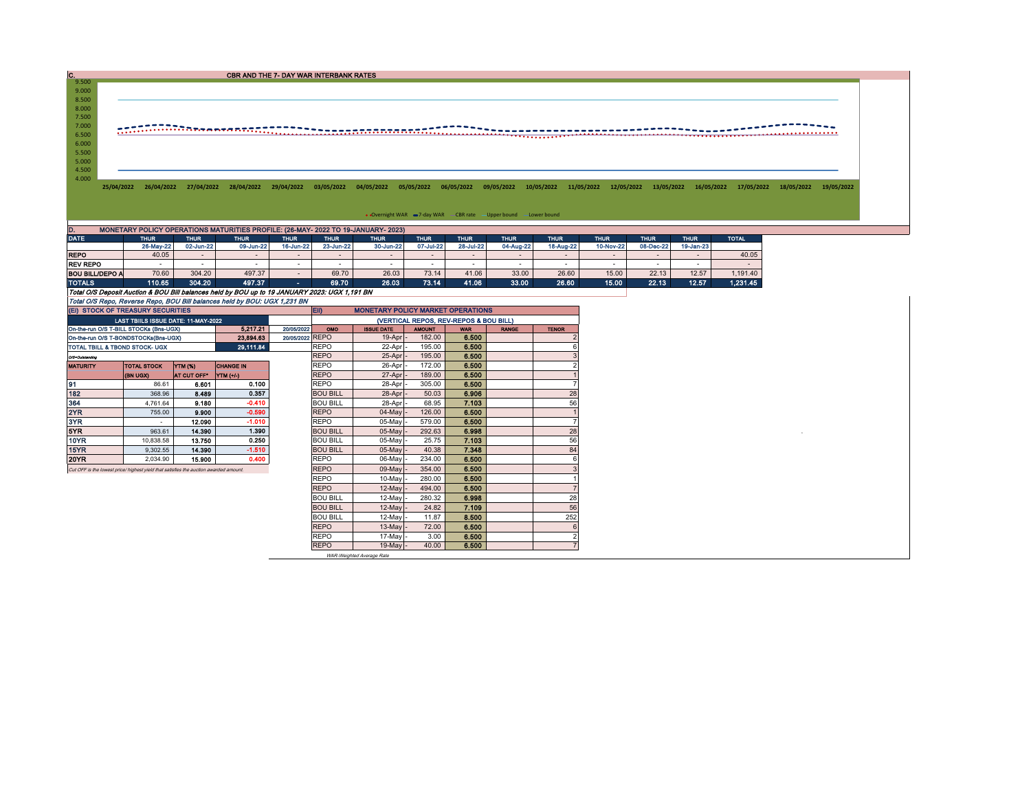## C. CBR AND THE 7- DAY WAR INTERBANK RATES

9.500
9.000
8.500
8.000
7.500
7.000
6.500
6.000
5.500
5.000
4.500
4.000

25/04/2022 26/04/2022 27/04/2022 28/04/2022 29/04/2022 03/05/2022 04/05/2022 05/05/2022 06/05/2022 09/05/2022 10/05/2022 11/05/2022 12/05/2022 13/05/2022 16/05/2022 17/05/2022 18/05/2022 19/05/2022

Overnight WAR 7-day WAR CBR rate Upper bound Lower bound

## D. MONETARY POLICY OPERATIONS MATURITIES PROFILE: (26-MAY- 2022 TO 19-JANUARY- 2023)

| DATE | THUR | THUR | THUR | THUR | THUR | THUR | THUR | THUR | THUR | THUR | THUR | THUR | THUR | TOTAL |
|---|---|---|---|---|---|---|---|---|---|---|---|---|---|---|
| | 26-May-22 | 02-Jun-22 | 09-Jun-22 | 16-Jun-22 | 23-Jun-22 | 30-Jun-22 | 07-Jul-22 | 28-Jul-22 | 04-Aug-22 | 18-Aug-22 | 10-Nov-22 | 08-Dec-22 | 19-Jan-23 | |
| REPO | 40.05 | - | - | - | - | - | - | - | - | - | - | - | - | 40.05 |
| REV REPO | - | - | - | - | - | - | - | - | - | - | - | - | - | - |
| BOU BILL/DEPO A | 70.60 | 304.20 | 497.37 | - | 69.70 | 26.03 | 73.14 | 41.06 | 33.00 | 26.60 | 15.00 | 22.13 | 12.57 | 1,191.40 |
| TOTALS | 110.65 | 304.20 | 497.37 | - | 69.70 | 26.03 | 73.14 | 41.06 | 33.00 | 26.60 | 15.00 | 22.13 | 12.57 | 1,231.45 |

*Total O/S Deposit Auction & BOU Bill balances held by BOU up to 19 JANUARY 2023: UGX 1,191 BN*

*Total O/S Repo, Reverse Repo, BOU Bill balances held by BOU: UGX 1,231 BN*

## (EI) STOCK OF TREASURY SECURITIES

| LAST TBIILS ISSUE DATE: 11-MAY-2022 | | |
|---|---|---|
| On-the-run O/S T-BILL STOCKs (Bns-UGX) | 5,217.21 | 20/05/2022 |
| On-the-run O/S T-BONDSTOCKs(Bns-UGX) | 23,894.63 | 20/05/2022 |
| TOTAL TBILL & TBOND STOCK- UGX | 29,111.84 | |

O/S=Outstanding

| MATURITY | TOTAL STOCK (BN UGX) | YTM (%) AT CUT OFF* | CHANGE IN YTM (+/-) |
|---|---|---|---|
| 91 | 86.61 | 6.601 | 0.100 |
| 182 | 368.96 | 8.489 | 0.357 |
| 364 | 4,761.64 | 9.180 | -0.410 |
| 2YR | 755.00 | 9.900 | -0.590 |
| 3YR | - | 12.090 | -1.010 |
| 5YR | 963.61 | 14.390 | 1.390 |
| 10YR | 10,838.58 | 13.750 | 0.250 |
| 15YR | 9,302.55 | 14.390 | -1.510 |
| 20YR | 2,034.90 | 15.900 | 0.400 |

*Cut OFF is the lowest price/ highest yield that satisfies the auction awarded amount.*

## EII) MONETARY POLICY MARKET OPERATIONS

(VERTICAL REPOS, REV-REPOS & BOU BILL)

| OMO | ISSUE DATE | AMOUNT | WAR | RANGE | TENOR |
|---|---|---|---|---|---|
| REPO | 19-Apr | 182.00 | 6.500 | | 2 |
| REPO | 22-Apr | 195.00 | 6.500 | | 6 |
| REPO | 25-Apr | 195.00 | 6.500 | | 3 |
| REPO | 26-Apr | 172.00 | 6.500 | | 2 |
| REPO | 27-Apr | 189.00 | 6.500 | | 1 |
| REPO | 28-Apr | 305.00 | 6.500 | | 7 |
| BOU BILL | 28-Apr | 50.03 | 6.906 | | 28 |
| BOU BILL | 28-Apr | 68.95 | 7.103 | | 56 |
| REPO | 04-May | 126.00 | 6.500 | | 1 |
| REPO | 05-May | 579.00 | 6.500 | | 7 |
| BOU BILL | 05-May | 292.63 | 6.998 | | 28 |
| BOU BILL | 05-May | 25.75 | 7.103 | | 56 |
| BOU BILL | 05-May | 40.38 | 7.348 | | 84 |
| REPO | 06-May | 234.00 | 6.500 | | 6 |
| REPO | 09-May | 354.00 | 6.500 | | 3 |
| REPO | 10-May | 280.00 | 6.500 | | 1 |
| REPO | 12-May | 494.00 | 6.500 | | 7 |
| BOU BILL | 12-May | 280.32 | 6.998 | | 28 |
| BOU BILL | 12-May | 24.82 | 7.109 | | 56 |
| BOU BILL | 12-May | 11.87 | 8.500 | | 252 |
| REPO | 13-May | 72.00 | 6.500 | | 6 |
| REPO | 17-May | 3.00 | 6.500 | | 2 |
| REPO | 19-May | 40.00 | 6.500 | | 7 |

*WAR-Weighted Average Rate*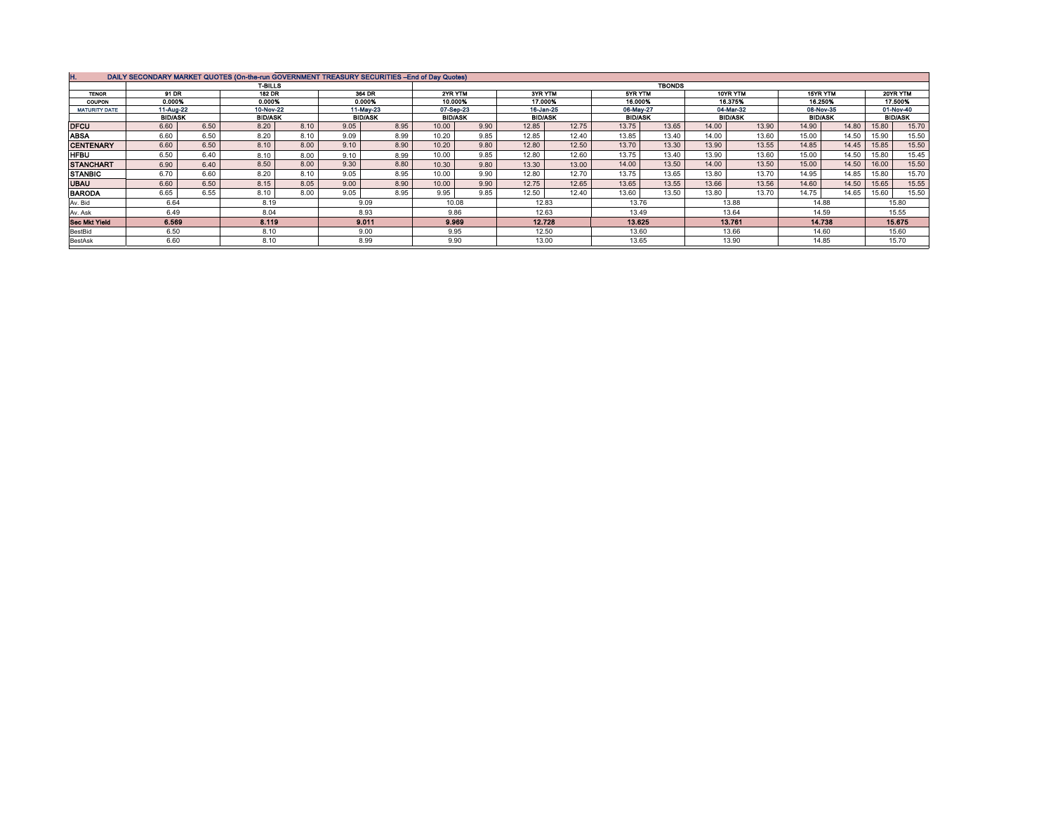## H. DAILY SECONDARY MARKET QUOTES (On-the-run GOVERNMENT TREASURY SECURITIES –End of Day Quotes)

| | T-BILLS | | | | | | TBONDS | | | | | | | | | | | |
|---|---|---|---|---|---|---|---|---|---|---|---|---|---|---|---|---|---|---|
| TENOR | 91 DR | | 182 DR | | 364 DR | | 2YR YTM | | 3YR YTM | | 5YR YTM | | 10YR YTM | | 15YR YTM | | 20YR YTM | |
| COUPON | 0.000% | | 0.000% | | 0.000% | | 10.000% | | 17.000% | | 16.000% | | 16.375% | | 16.250% | | 17.500% | |
| MATURITY DATE | 11-Aug-22 | | 10-Nov-22 | | 11-May-23 | | 07-Sep-23 | | 16-Jan-25 | | 06-May-27 | | 04-Mar-32 | | 08-Nov-35 | | 01-Nov-40 | |
| | BID/ASK | | BID/ASK | | BID/ASK | | BID/ASK | | BID/ASK | | BID/ASK | | BID/ASK | | BID/ASK | | BID/ASK | |
| **DFCU** | 6.60 | 6.50 | 8.20 | 8.10 | 9.05 | 8.95 | 10.00 | 9.90 | 12.85 | 12.75 | 13.75 | 13.65 | 14.00 | 13.90 | 14.90 | 14.80 | 15.80 | 15.70 |
| **ABSA** | 6.60 | 6.50 | 8.20 | 8.10 | 9.09 | 8.99 | 10.20 | 9.85 | 12.85 | 12.40 | 13.85 | 13.40 | 14.00 | 13.60 | 15.00 | 14.50 | 15.90 | 15.50 |
| **CENTENARY** | 6.60 | 6.50 | 8.10 | 8.00 | 9.10 | 8.90 | 10.20 | 9.80 | 12.80 | 12.50 | 13.70 | 13.30 | 13.90 | 13.55 | 14.85 | 14.45 | 15.85 | 15.50 |
| **HFBU** | 6.50 | 6.40 | 8.10 | 8.00 | 9.10 | 8.99 | 10.00 | 9.85 | 12.80 | 12.60 | 13.75 | 13.40 | 13.90 | 13.60 | 15.00 | 14.50 | 15.80 | 15.45 |
| **STANCHART** | 6.90 | 6.40 | 8.50 | 8.00 | 9.30 | 8.80 | 10.30 | 9.80 | 13.30 | 13.00 | 14.00 | 13.50 | 14.00 | 13.50 | 15.00 | 14.50 | 16.00 | 15.50 |
| **STANBIC** | 6.70 | 6.60 | 8.20 | 8.10 | 9.05 | 8.95 | 10.00 | 9.90 | 12.80 | 12.70 | 13.75 | 13.65 | 13.80 | 13.70 | 14.95 | 14.85 | 15.80 | 15.70 |
| **UBAU** | 6.60 | 6.50 | 8.15 | 8.05 | 9.00 | 8.90 | 10.00 | 9.90 | 12.75 | 12.65 | 13.65 | 13.55 | 13.66 | 13.56 | 14.60 | 14.50 | 15.65 | 15.55 |
| **BARODA** | 6.65 | 6.55 | 8.10 | 8.00 | 9.05 | 8.95 | 9.95 | 9.85 | 12.50 | 12.40 | 13.60 | 13.50 | 13.80 | 13.70 | 14.75 | 14.65 | 15.60 | 15.50 |
| Av. Bid | 6.64 | | 8.19 | | 9.09 | | 10.08 | | 12.83 | | 13.76 | | 13.88 | | 14.88 | | 15.80 | |
| Av. Ask | 6.49 | | 8.04 | | 8.93 | | 9.86 | | 12.63 | | 13.49 | | 13.64 | | 14.59 | | 15.55 | |
| **Sec Mkt Yield** | **6.569** | | **8.119** | | **9.011** | | **9.969** | | **12.728** | | **13.625** | | **13.761** | | **14.738** | | **15.675** | |
| BestBid | 6.50 | | 8.10 | | 9.00 | | 9.95 | | 12.50 | | 13.60 | | 13.66 | | 14.60 | | 15.60 | |
| BestAsk | 6.60 | | 8.10 | | 8.99 | | 9.90 | | 13.00 | | 13.65 | | 13.90 | | 14.85 | | 15.70 | |